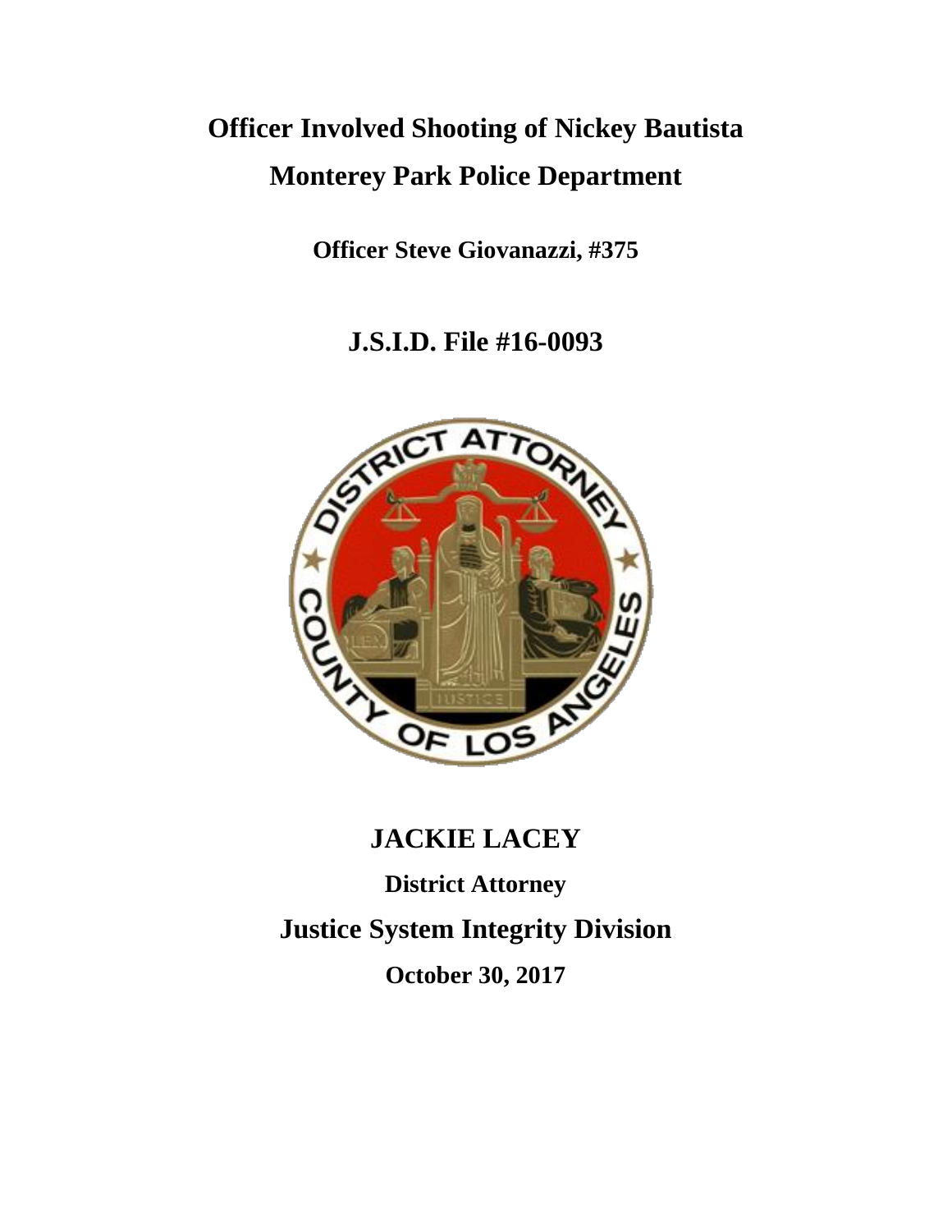# Officer Involved Shooting of Nickey Bautista

# Monterey Park Police Department

**Officer Steve Giovanazzi, #375**

## J.S.I.D. File #16-0093

## JACKIE LACEY

**District Attorney**

## Justice System Integrity Division

**October 30, 2017**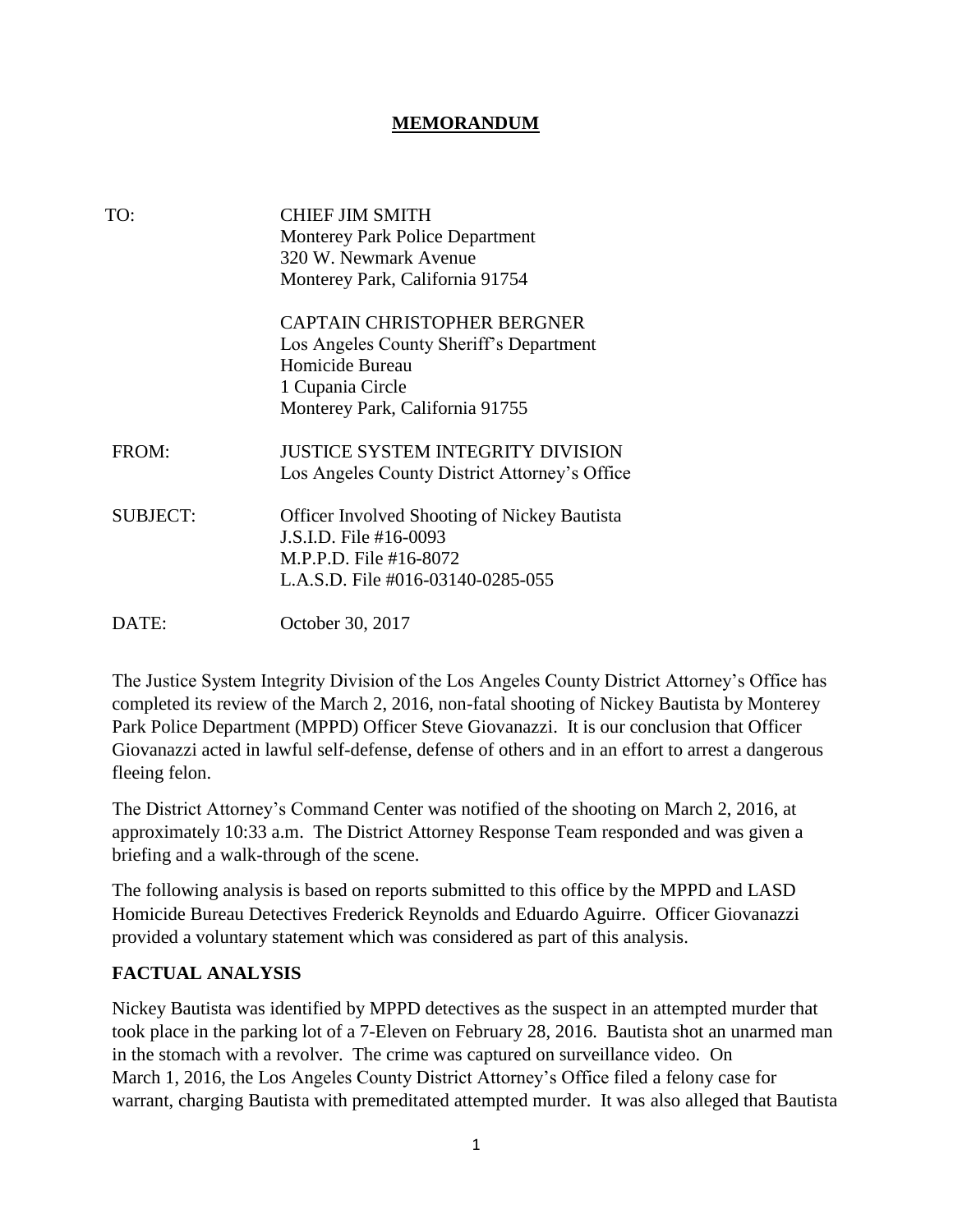# MEMORANDUM

| | |
|---|---|
| TO: | CHIEF JIM SMITH<br>Monterey Park Police Department<br>320 W. Newmark Avenue<br>Monterey Park, California 91754 |
| | CAPTAIN CHRISTOPHER BERGNER<br>Los Angeles County Sheriff's Department<br>Homicide Bureau<br>1 Cupania Circle<br>Monterey Park, California 91755 |
| FROM: | JUSTICE SYSTEM INTEGRITY DIVISION<br>Los Angeles County District Attorney's Office |
| SUBJECT: | Officer Involved Shooting of Nickey Bautista<br>J.S.I.D. File #16-0093<br>M.P.P.D. File #16-8072<br>L.A.S.D. File #016-03140-0285-055 |
| DATE: | October 30, 2017 |

The Justice System Integrity Division of the Los Angeles County District Attorney's Office has completed its review of the March 2, 2016, non-fatal shooting of Nickey Bautista by Monterey Park Police Department (MPPD) Officer Steve Giovanazzi. It is our conclusion that Officer Giovanazzi acted in lawful self-defense, defense of others and in an effort to arrest a dangerous fleeing felon.

The District Attorney's Command Center was notified of the shooting on March 2, 2016, at approximately 10:33 a.m. The District Attorney Response Team responded and was given a briefing and a walk-through of the scene.

The following analysis is based on reports submitted to this office by the MPPD and LASD Homicide Bureau Detectives Frederick Reynolds and Eduardo Aguirre. Officer Giovanazzi provided a voluntary statement which was considered as part of this analysis.

## FACTUAL ANALYSIS

Nickey Bautista was identified by MPPD detectives as the suspect in an attempted murder that took place in the parking lot of a 7-Eleven on February 28, 2016. Bautista shot an unarmed man in the stomach with a revolver. The crime was captured on surveillance video. On March 1, 2016, the Los Angeles County District Attorney's Office filed a felony case for warrant, charging Bautista with premeditated attempted murder. It was also alleged that Bautista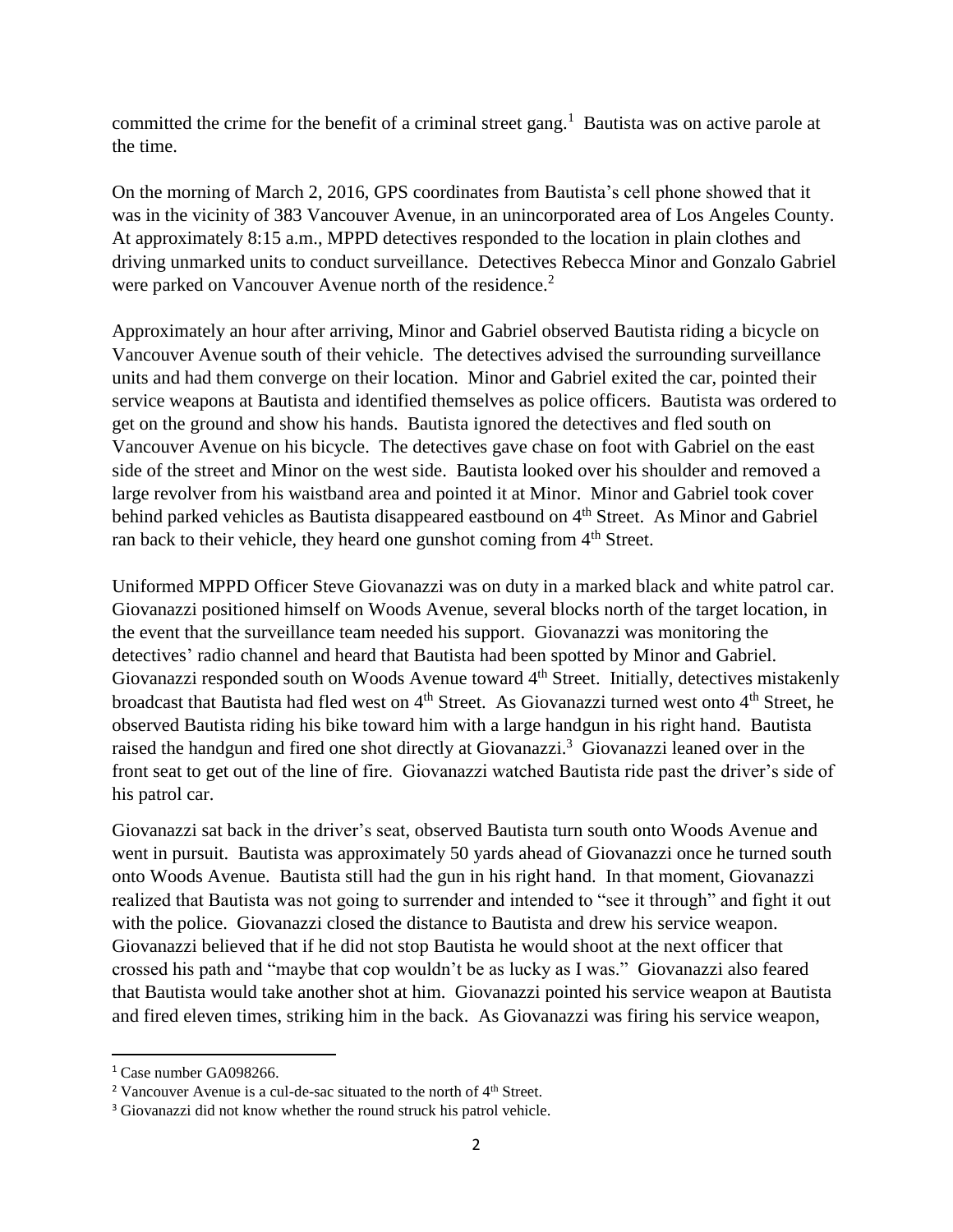committed the crime for the benefit of a criminal street gang.[1] Bautista was on active parole at the time.

On the morning of March 2, 2016, GPS coordinates from Bautista's cell phone showed that it was in the vicinity of 383 Vancouver Avenue, in an unincorporated area of Los Angeles County. At approximately 8:15 a.m., MPPD detectives responded to the location in plain clothes and driving unmarked units to conduct surveillance. Detectives Rebecca Minor and Gonzalo Gabriel were parked on Vancouver Avenue north of the residence.[2]

Approximately an hour after arriving, Minor and Gabriel observed Bautista riding a bicycle on Vancouver Avenue south of their vehicle. The detectives advised the surrounding surveillance units and had them converge on their location. Minor and Gabriel exited the car, pointed their service weapons at Bautista and identified themselves as police officers. Bautista was ordered to get on the ground and show his hands. Bautista ignored the detectives and fled south on Vancouver Avenue on his bicycle. The detectives gave chase on foot with Gabriel on the east side of the street and Minor on the west side. Bautista looked over his shoulder and removed a large revolver from his waistband area and pointed it at Minor. Minor and Gabriel took cover behind parked vehicles as Bautista disappeared eastbound on 4th Street. As Minor and Gabriel ran back to their vehicle, they heard one gunshot coming from 4th Street.

Uniformed MPPD Officer Steve Giovanazzi was on duty in a marked black and white patrol car. Giovanazzi positioned himself on Woods Avenue, several blocks north of the target location, in the event that the surveillance team needed his support. Giovanazzi was monitoring the detectives' radio channel and heard that Bautista had been spotted by Minor and Gabriel. Giovanazzi responded south on Woods Avenue toward 4th Street. Initially, detectives mistakenly broadcast that Bautista had fled west on 4th Street. As Giovanazzi turned west onto 4th Street, he observed Bautista riding his bike toward him with a large handgun in his right hand. Bautista raised the handgun and fired one shot directly at Giovanazzi.[3] Giovanazzi leaned over in the front seat to get out of the line of fire. Giovanazzi watched Bautista ride past the driver's side of his patrol car.

Giovanazzi sat back in the driver's seat, observed Bautista turn south onto Woods Avenue and went in pursuit. Bautista was approximately 50 yards ahead of Giovanazzi once he turned south onto Woods Avenue. Bautista still had the gun in his right hand. In that moment, Giovanazzi realized that Bautista was not going to surrender and intended to "see it through" and fight it out with the police. Giovanazzi closed the distance to Bautista and drew his service weapon. Giovanazzi believed that if he did not stop Bautista he would shoot at the next officer that crossed his path and "maybe that cop wouldn't be as lucky as I was." Giovanazzi also feared that Bautista would take another shot at him. Giovanazzi pointed his service weapon at Bautista and fired eleven times, striking him in the back. As Giovanazzi was firing his service weapon,

---

[1] Case number GA098266.

[2] Vancouver Avenue is a cul-de-sac situated to the north of 4th Street.

[3] Giovanazzi did not know whether the round struck his patrol vehicle.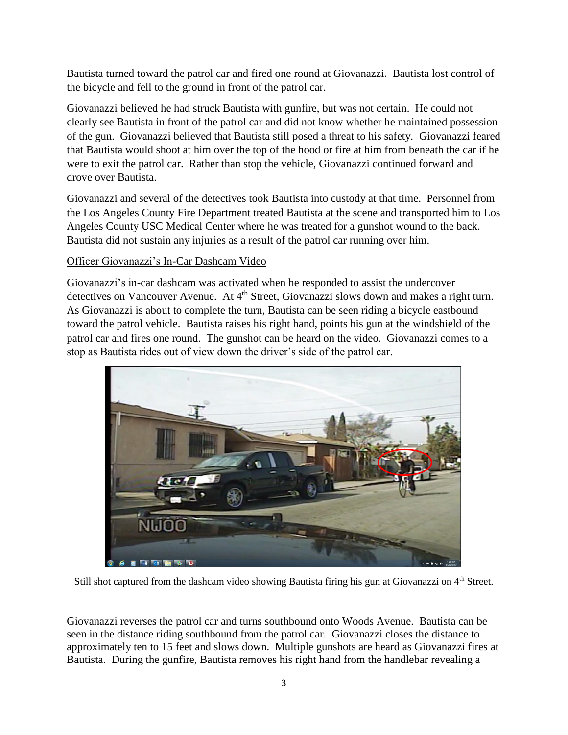Bautista turned toward the patrol car and fired one round at Giovanazzi. Bautista lost control of the bicycle and fell to the ground in front of the patrol car.

Giovanazzi believed he had struck Bautista with gunfire, but was not certain. He could not clearly see Bautista in front of the patrol car and did not know whether he maintained possession of the gun. Giovanazzi believed that Bautista still posed a threat to his safety. Giovanazzi feared that Bautista would shoot at him over the top of the hood or fire at him from beneath the car if he were to exit the patrol car. Rather than stop the vehicle, Giovanazzi continued forward and drove over Bautista.

Giovanazzi and several of the detectives took Bautista into custody at that time. Personnel from the Los Angeles County Fire Department treated Bautista at the scene and transported him to Los Angeles County USC Medical Center where he was treated for a gunshot wound to the back. Bautista did not sustain any injuries as a result of the patrol car running over him.

Officer Giovanazzi's In-Car Dashcam Video

Giovanazzi's in-car dashcam was activated when he responded to assist the undercover detectives on Vancouver Avenue. At 4th Street, Giovanazzi slows down and makes a right turn. As Giovanazzi is about to complete the turn, Bautista can be seen riding a bicycle eastbound toward the patrol vehicle. Bautista raises his right hand, points his gun at the windshield of the patrol car and fires one round. The gunshot can be heard on the video. Giovanazzi comes to a stop as Bautista rides out of view down the driver's side of the patrol car.

Still shot captured from the dashcam video showing Bautista firing his gun at Giovanazzi on 4th Street.

Giovanazzi reverses the patrol car and turns southbound onto Woods Avenue. Bautista can be seen in the distance riding southbound from the patrol car. Giovanazzi closes the distance to approximately ten to 15 feet and slows down. Multiple gunshots are heard as Giovanazzi fires at Bautista. During the gunfire, Bautista removes his right hand from the handlebar revealing a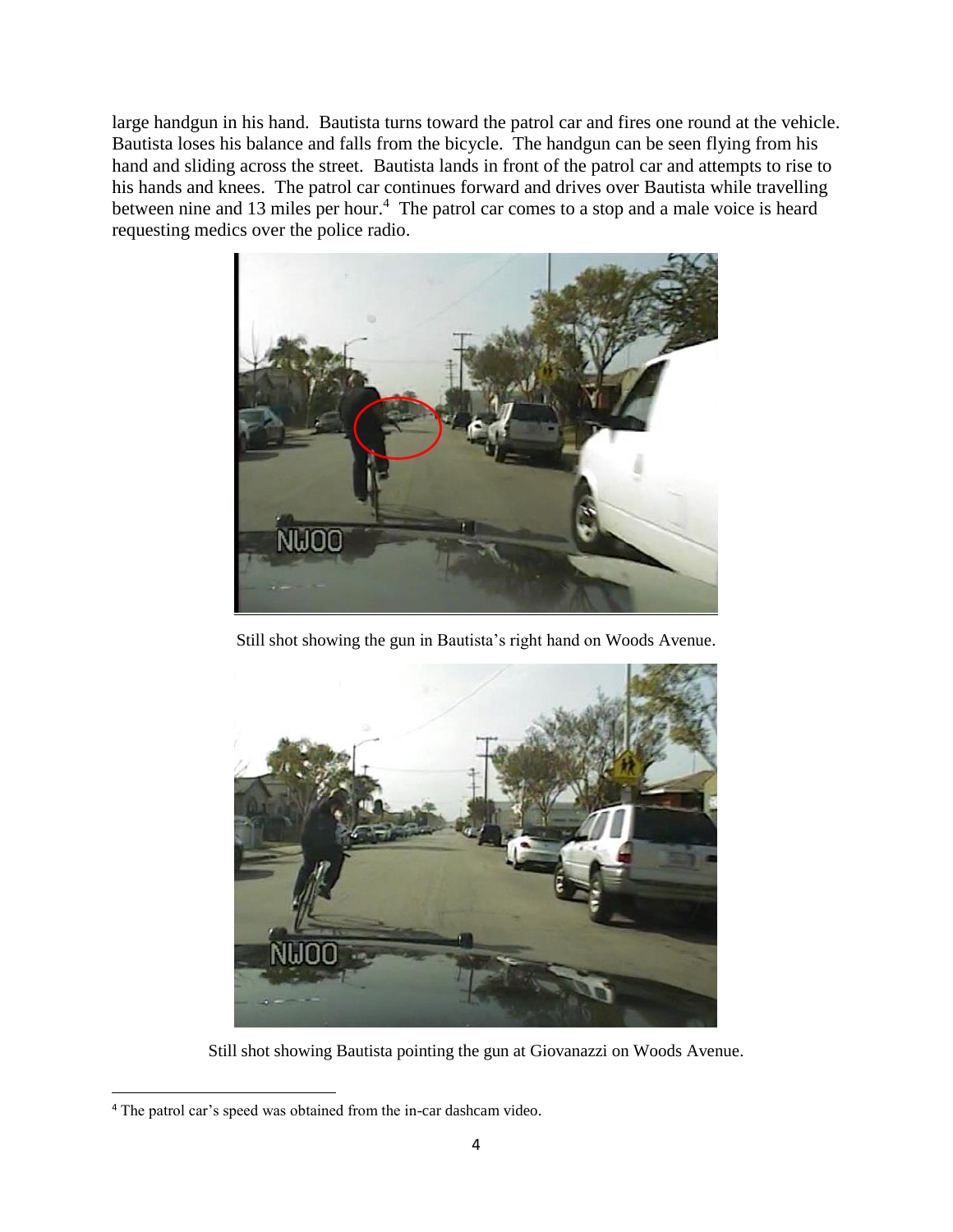large handgun in his hand. Bautista turns toward the patrol car and fires one round at the vehicle. Bautista loses his balance and falls from the bicycle. The handgun can be seen flying from his hand and sliding across the street. Bautista lands in front of the patrol car and attempts to rise to his hands and knees. The patrol car continues forward and drives over Bautista while travelling between nine and 13 miles per hour.[4] The patrol car comes to a stop and a male voice is heard requesting medics over the police radio.

Still shot showing the gun in Bautista's right hand on Woods Avenue.

Still shot showing Bautista pointing the gun at Giovanazzi on Woods Avenue.

[4] The patrol car's speed was obtained from the in-car dashcam video.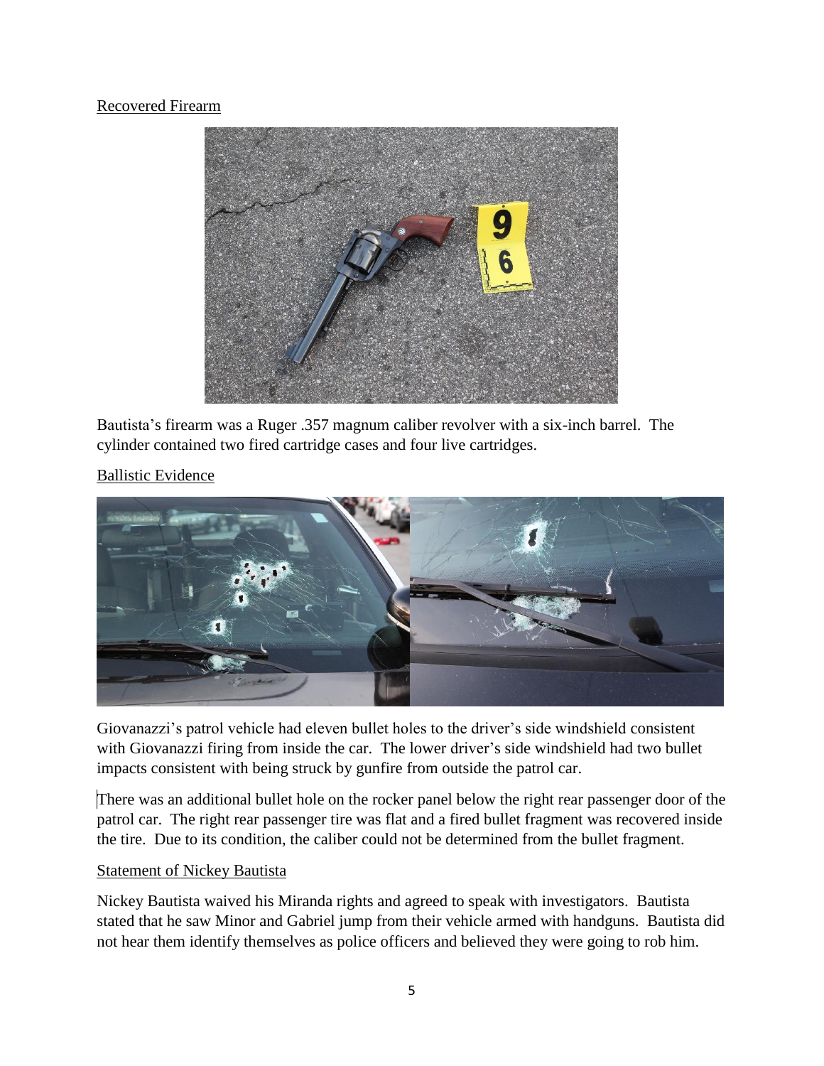Recovered Firearm

Bautista's firearm was a Ruger .357 magnum caliber revolver with a six-inch barrel. The cylinder contained two fired cartridge cases and four live cartridges.

Ballistic Evidence

Giovanazzi's patrol vehicle had eleven bullet holes to the driver's side windshield consistent with Giovanazzi firing from inside the car. The lower driver's side windshield had two bullet impacts consistent with being struck by gunfire from outside the patrol car.

There was an additional bullet hole on the rocker panel below the right rear passenger door of the patrol car. The right rear passenger tire was flat and a fired bullet fragment was recovered inside the tire. Due to its condition, the caliber could not be determined from the bullet fragment.

Statement of Nickey Bautista

Nickey Bautista waived his Miranda rights and agreed to speak with investigators. Bautista stated that he saw Minor and Gabriel jump from their vehicle armed with handguns. Bautista did not hear them identify themselves as police officers and believed they were going to rob him.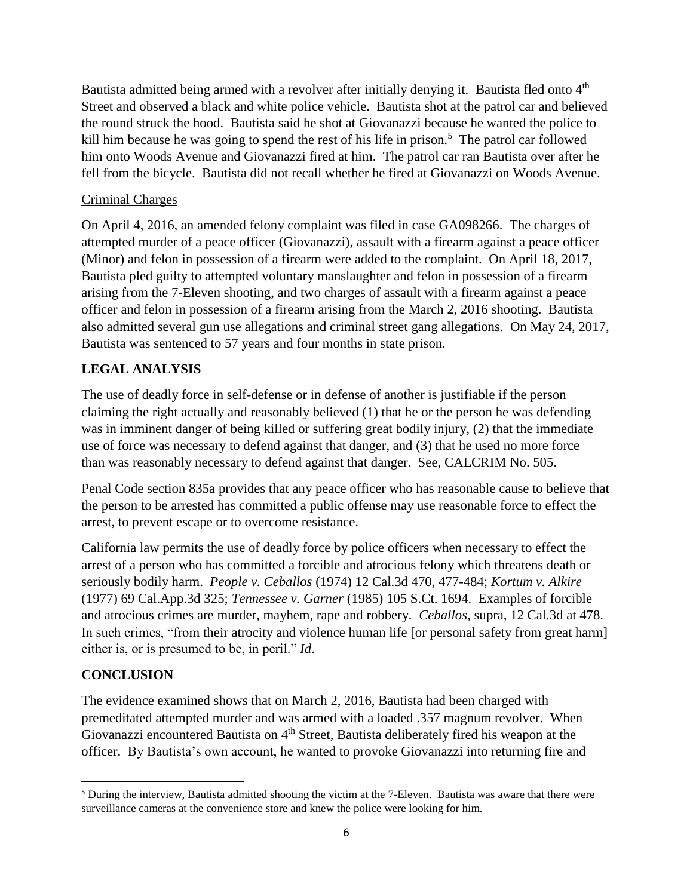Bautista admitted being armed with a revolver after initially denying it. Bautista fled onto 4th Street and observed a black and white police vehicle. Bautista shot at the patrol car and believed the round struck the hood. Bautista said he shot at Giovanazzi because he wanted the police to kill him because he was going to spend the rest of his life in prison.[5] The patrol car followed him onto Woods Avenue and Giovanazzi fired at him. The patrol car ran Bautista over after he fell from the bicycle. Bautista did not recall whether he fired at Giovanazzi on Woods Avenue.

Criminal Charges

On April 4, 2016, an amended felony complaint was filed in case GA098266. The charges of attempted murder of a peace officer (Giovanazzi), assault with a firearm against a peace officer (Minor) and felon in possession of a firearm were added to the complaint. On April 18, 2017, Bautista pled guilty to attempted voluntary manslaughter and felon in possession of a firearm arising from the 7-Eleven shooting, and two charges of assault with a firearm against a peace officer and felon in possession of a firearm arising from the March 2, 2016 shooting. Bautista also admitted several gun use allegations and criminal street gang allegations. On May 24, 2017, Bautista was sentenced to 57 years and four months in state prison.

## LEGAL ANALYSIS

The use of deadly force in self-defense or in defense of another is justifiable if the person claiming the right actually and reasonably believed (1) that he or the person he was defending was in imminent danger of being killed or suffering great bodily injury, (2) that the immediate use of force was necessary to defend against that danger, and (3) that he used no more force than was reasonably necessary to defend against that danger. See, CALCRIM No. 505.

Penal Code section 835a provides that any peace officer who has reasonable cause to believe that the person to be arrested has committed a public offense may use reasonable force to effect the arrest, to prevent escape or to overcome resistance.

California law permits the use of deadly force by police officers when necessary to effect the arrest of a person who has committed a forcible and atrocious felony which threatens death or seriously bodily harm. *People v. Ceballos* (1974) 12 Cal.3d 470, 477-484; *Kortum v. Alkire* (1977) 69 Cal.App.3d 325; *Tennessee v. Garner* (1985) 105 S.Ct. 1694. Examples of forcible and atrocious crimes are murder, mayhem, rape and robbery. *Ceballos*, supra, 12 Cal.3d at 478. In such crimes, "from their atrocity and violence human life [or personal safety from great harm] either is, or is presumed to be, in peril." *Id*.

## CONCLUSION

The evidence examined shows that on March 2, 2016, Bautista had been charged with premeditated attempted murder and was armed with a loaded .357 magnum revolver. When Giovanazzi encountered Bautista on 4th Street, Bautista deliberately fired his weapon at the officer. By Bautista's own account, he wanted to provoke Giovanazzi into returning fire and

[5] During the interview, Bautista admitted shooting the victim at the 7-Eleven. Bautista was aware that there were surveillance cameras at the convenience store and knew the police were looking for him.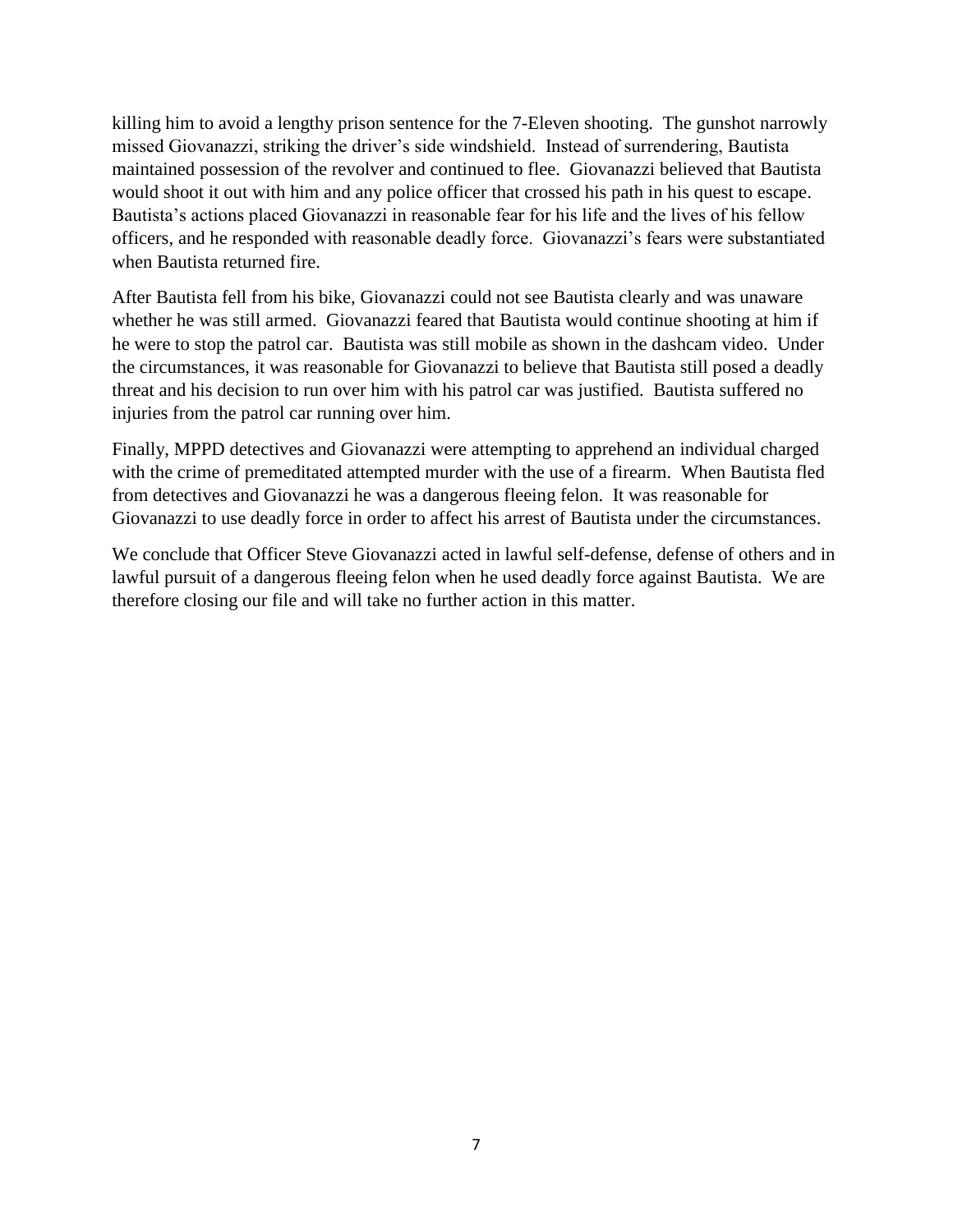killing him to avoid a lengthy prison sentence for the 7-Eleven shooting. The gunshot narrowly missed Giovanazzi, striking the driver's side windshield. Instead of surrendering, Bautista maintained possession of the revolver and continued to flee. Giovanazzi believed that Bautista would shoot it out with him and any police officer that crossed his path in his quest to escape. Bautista's actions placed Giovanazzi in reasonable fear for his life and the lives of his fellow officers, and he responded with reasonable deadly force. Giovanazzi's fears were substantiated when Bautista returned fire.

After Bautista fell from his bike, Giovanazzi could not see Bautista clearly and was unaware whether he was still armed. Giovanazzi feared that Bautista would continue shooting at him if he were to stop the patrol car. Bautista was still mobile as shown in the dashcam video. Under the circumstances, it was reasonable for Giovanazzi to believe that Bautista still posed a deadly threat and his decision to run over him with his patrol car was justified. Bautista suffered no injuries from the patrol car running over him.

Finally, MPPD detectives and Giovanazzi were attempting to apprehend an individual charged with the crime of premeditated attempted murder with the use of a firearm. When Bautista fled from detectives and Giovanazzi he was a dangerous fleeing felon. It was reasonable for Giovanazzi to use deadly force in order to affect his arrest of Bautista under the circumstances.

We conclude that Officer Steve Giovanazzi acted in lawful self-defense, defense of others and in lawful pursuit of a dangerous fleeing felon when he used deadly force against Bautista. We are therefore closing our file and will take no further action in this matter.